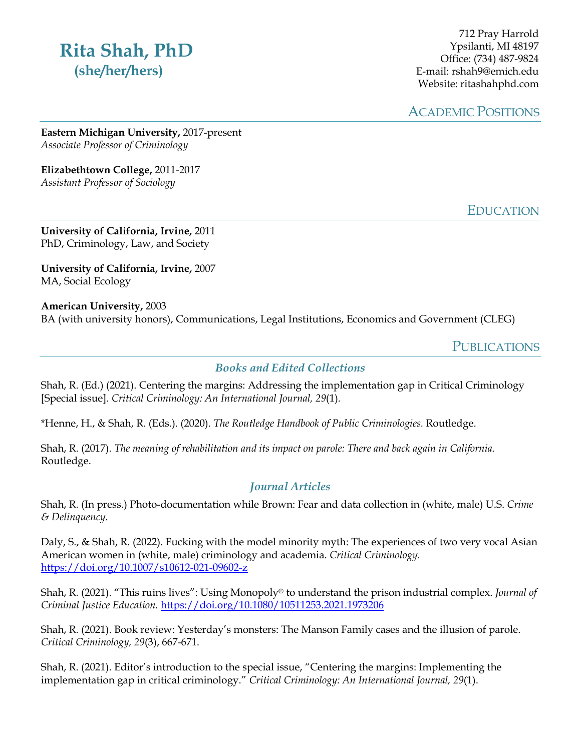# Rita Shah, PhD
**(she/her/hers)**

712 Pray Harrold
Ypsilanti, MI 48197
Office: (734) 487-9824
E-mail: rshah9@emich.edu
Website: ritashahphd.com

## Academic Positions

**Eastern Michigan University,** 2017-present
*Associate Professor of Criminology*

**Elizabethtown College,** 2011-2017
*Assistant Professor of Sociology*

## Education

**University of California, Irvine,** 2011
PhD, Criminology, Law, and Society

**University of California, Irvine,** 2007
MA, Social Ecology

**American University,** 2003
BA (with university honors), Communications, Legal Institutions, Economics and Government (CLEG)

## Publications

### *Books and Edited Collections*

Shah, R. (Ed.) (2021). Centering the margins: Addressing the implementation gap in Critical Criminology [Special issue]. *Critical Criminology: An International Journal, 29*(1).

*Henne, H., & Shah, R. (Eds.). (2020). *The Routledge Handbook of Public Criminologies.* Routledge.

Shah, R. (2017). *The meaning of rehabilitation and its impact on parole: There and back again in California.* Routledge.

### *Journal Articles*

Shah, R. (In press.) Photo-documentation while Brown: Fear and data collection in (white, male) U.S. *Crime & Delinquency.*

Daly, S., & Shah, R. (2022). Fucking with the model minority myth: The experiences of two very vocal Asian American women in (white, male) criminology and academia. *Critical Criminology.* https://doi.org/10.1007/s10612-021-09602-z

Shah, R. (2021). "This ruins lives": Using Monopoly© to understand the prison industrial complex. *Journal of Criminal Justice Education.* https://doi.org/10.1080/10511253.2021.1973206

Shah, R. (2021). Book review: Yesterday's monsters: The Manson Family cases and the illusion of parole. *Critical Criminology, 29*(3), 667-671.

Shah, R. (2021). Editor's introduction to the special issue, "Centering the margins: Implementing the implementation gap in critical criminology." *Critical Criminology: An International Journal, 29*(1).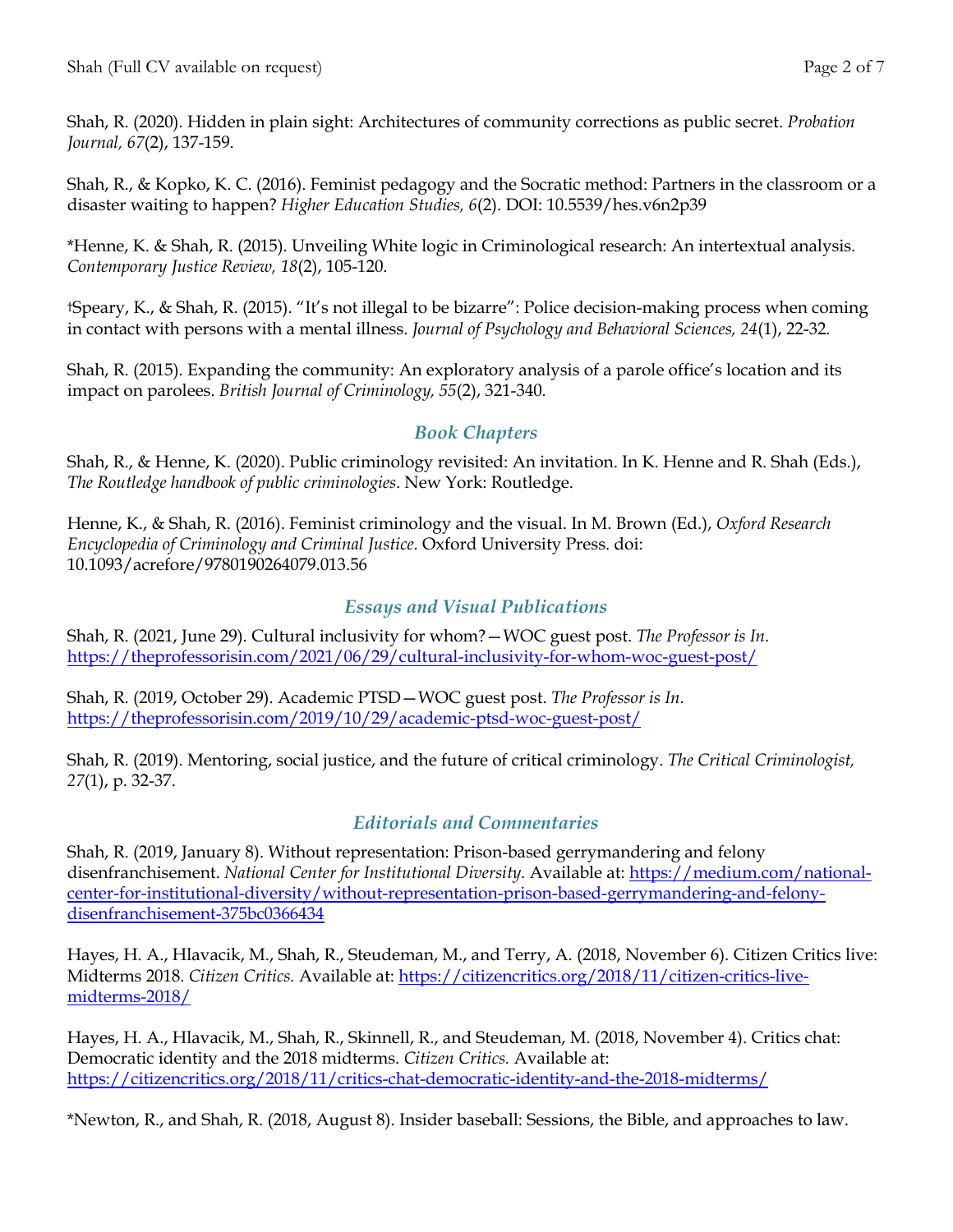Shah, R. (2020). Hidden in plain sight: Architectures of community corrections as public secret. *Probation Journal, 67*(2), 137-159.

Shah, R., & Kopko, K. C. (2016). Feminist pedagogy and the Socratic method: Partners in the classroom or a disaster waiting to happen? *Higher Education Studies, 6*(2). DOI: 10.5539/hes.v6n2p39

*Henne, K. & Shah, R. (2015). Unveiling White logic in Criminological research: An intertextual analysis. *Contemporary Justice Review, 18*(2), 105-120.

†Speary, K., & Shah, R. (2015). "It's not illegal to be bizarre": Police decision-making process when coming in contact with persons with a mental illness. *Journal of Psychology and Behavioral Sciences, 24*(1), 22-32.

Shah, R. (2015). Expanding the community: An exploratory analysis of a parole office's location and its impact on parolees. *British Journal of Criminology, 55*(2), 321-340.

### *Book Chapters*

Shah, R., & Henne, K. (2020). Public criminology revisited: An invitation. In K. Henne and R. Shah (Eds.), *The Routledge handbook of public criminologies*. New York: Routledge.

Henne, K., & Shah, R. (2016). Feminist criminology and the visual. In M. Brown (Ed.), *Oxford Research Encyclopedia of Criminology and Criminal Justice*. Oxford University Press. doi: 10.1093/acrefore/9780190264079.013.56

### *Essays and Visual Publications*

Shah, R. (2021, June 29). Cultural inclusivity for whom?—WOC guest post. *The Professor is In.* https://theprofessorisin.com/2021/06/29/cultural-inclusivity-for-whom-woc-guest-post/

Shah, R. (2019, October 29). Academic PTSD—WOC guest post. *The Professor is In*. https://theprofessorisin.com/2019/10/29/academic-ptsd-woc-guest-post/

Shah, R. (2019). Mentoring, social justice, and the future of critical criminology. *The Critical Criminologist, 27*(1), p. 32-37.

### *Editorials and Commentaries*

Shah, R. (2019, January 8). Without representation: Prison-based gerrymandering and felony disenfranchisement. *National Center for Institutional Diversity.* Available at: https://medium.com/national-center-for-institutional-diversity/without-representation-prison-based-gerrymandering-and-felony-disenfranchisement-375bc0366434

Hayes, H. A., Hlavacik, M., Shah, R., Steudeman, M., and Terry, A. (2018, November 6). Citizen Critics live: Midterms 2018. *Citizen Critics.* Available at: https://citizencritics.org/2018/11/citizen-critics-live-midterms-2018/

Hayes, H. A., Hlavacik, M., Shah, R., Skinnell, R., and Steudeman, M. (2018, November 4). Critics chat: Democratic identity and the 2018 midterms. *Citizen Critics.* Available at: https://citizencritics.org/2018/11/critics-chat-democratic-identity-and-the-2018-midterms/

*Newton, R., and Shah, R. (2018, August 8). Insider baseball: Sessions, the Bible, and approaches to law.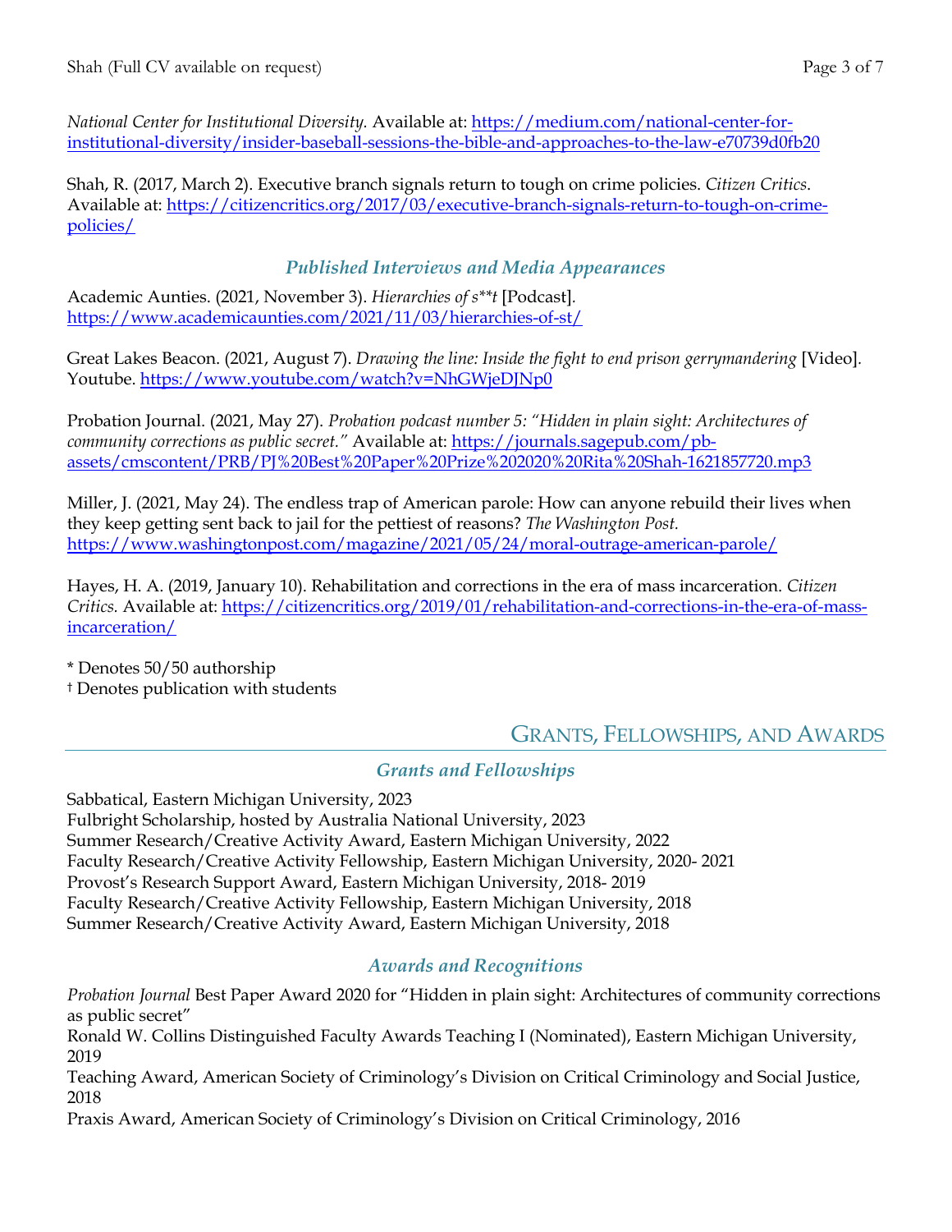*National Center for Institutional Diversity.* Available at: https://medium.com/national-center-for-institutional-diversity/insider-baseball-sessions-the-bible-and-approaches-to-the-law-e70739d0fb20

Shah, R. (2017, March 2). Executive branch signals return to tough on crime policies. *Citizen Critics*. Available at: https://citizencritics.org/2017/03/executive-branch-signals-return-to-tough-on-crime-policies/

### *Published Interviews and Media Appearances*

Academic Aunties. (2021, November 3). *Hierarchies of s**t* [Podcast]. https://www.academicaunties.com/2021/11/03/hierarchies-of-st/

Great Lakes Beacon. (2021, August 7). *Drawing the line: Inside the fight to end prison gerrymandering* [Video]. Youtube. https://www.youtube.com/watch?v=NhGWjeDJNp0

Probation Journal. (2021, May 27). *Probation podcast number 5: "Hidden in plain sight: Architectures of community corrections as public secret."* Available at: https://journals.sagepub.com/pb-assets/cmscontent/PRB/PJ%20Best%20Paper%20Prize%202020%20Rita%20Shah-1621857720.mp3

Miller, J. (2021, May 24). The endless trap of American parole: How can anyone rebuild their lives when they keep getting sent back to jail for the pettiest of reasons? *The Washington Post.* https://www.washingtonpost.com/magazine/2021/05/24/moral-outrage-american-parole/

Hayes, H. A. (2019, January 10). Rehabilitation and corrections in the era of mass incarceration. *Citizen Critics.* Available at: https://citizencritics.org/2019/01/rehabilitation-and-corrections-in-the-era-of-mass-incarceration/

* Denotes 50/50 authorship
† Denotes publication with students

## Grants, Fellowships, and Awards

### *Grants and Fellowships*

Sabbatical, Eastern Michigan University, 2023
Fulbright Scholarship, hosted by Australia National University, 2023
Summer Research/Creative Activity Award, Eastern Michigan University, 2022
Faculty Research/Creative Activity Fellowship, Eastern Michigan University, 2020- 2021
Provost's Research Support Award, Eastern Michigan University, 2018- 2019
Faculty Research/Creative Activity Fellowship, Eastern Michigan University, 2018
Summer Research/Creative Activity Award, Eastern Michigan University, 2018

### *Awards and Recognitions*

*Probation Journal* Best Paper Award 2020 for "Hidden in plain sight: Architectures of community corrections as public secret"
Ronald W. Collins Distinguished Faculty Awards Teaching I (Nominated), Eastern Michigan University, 2019
Teaching Award, American Society of Criminology's Division on Critical Criminology and Social Justice, 2018
Praxis Award, American Society of Criminology's Division on Critical Criminology, 2016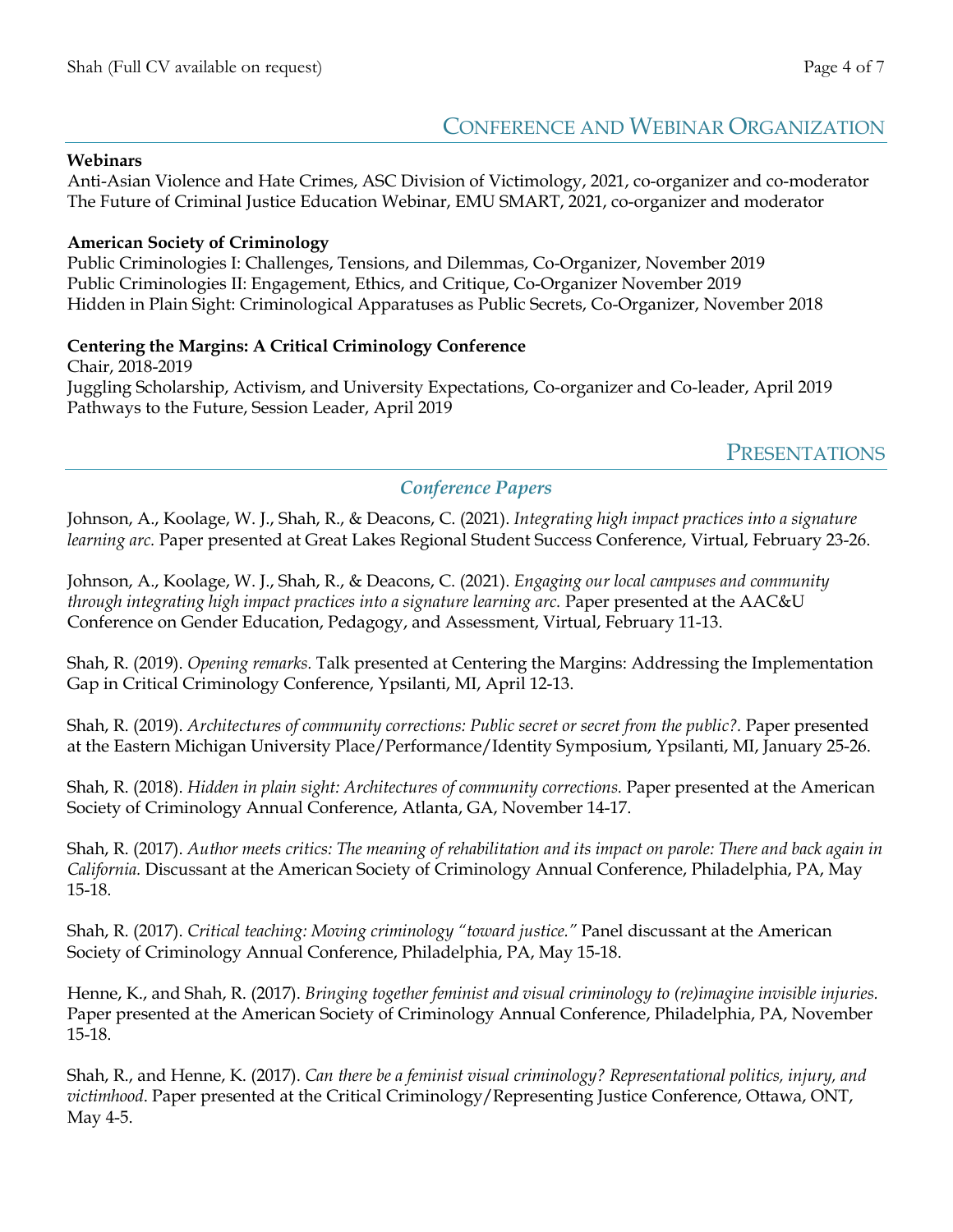## Conference and Webinar Organization

**Webinars**
Anti-Asian Violence and Hate Crimes, ASC Division of Victimology, 2021, co-organizer and co-moderator
The Future of Criminal Justice Education Webinar, EMU SMART, 2021, co-organizer and moderator

**American Society of Criminology**
Public Criminologies I: Challenges, Tensions, and Dilemmas, Co-Organizer, November 2019
Public Criminologies II: Engagement, Ethics, and Critique, Co-Organizer November 2019
Hidden in Plain Sight: Criminological Apparatuses as Public Secrets, Co-Organizer, November 2018

**Centering the Margins: A Critical Criminology Conference**
Chair, 2018-2019
Juggling Scholarship, Activism, and University Expectations, Co-organizer and Co-leader, April 2019
Pathways to the Future, Session Leader, April 2019

## Presentations

### *Conference Papers*

Johnson, A., Koolage, W. J., Shah, R., & Deacons, C. (2021). *Integrating high impact practices into a signature learning arc.* Paper presented at Great Lakes Regional Student Success Conference, Virtual, February 23-26.

Johnson, A., Koolage, W. J., Shah, R., & Deacons, C. (2021). *Engaging our local campuses and community through integrating high impact practices into a signature learning arc.* Paper presented at the AAC&U Conference on Gender Education, Pedagogy, and Assessment, Virtual, February 11-13.

Shah, R. (2019). *Opening remarks.* Talk presented at Centering the Margins: Addressing the Implementation Gap in Critical Criminology Conference, Ypsilanti, MI, April 12-13.

Shah, R. (2019). *Architectures of community corrections: Public secret or secret from the public?.* Paper presented at the Eastern Michigan University Place/Performance/Identity Symposium, Ypsilanti, MI, January 25-26.

Shah, R. (2018). *Hidden in plain sight: Architectures of community corrections.* Paper presented at the American Society of Criminology Annual Conference, Atlanta, GA, November 14-17.

Shah, R. (2017). *Author meets critics: The meaning of rehabilitation and its impact on parole: There and back again in California.* Discussant at the American Society of Criminology Annual Conference, Philadelphia, PA, May 15-18.

Shah, R. (2017). *Critical teaching: Moving criminology "toward justice."* Panel discussant at the American Society of Criminology Annual Conference, Philadelphia, PA, May 15-18.

Henne, K., and Shah, R. (2017). *Bringing together feminist and visual criminology to (re)imagine invisible injuries.* Paper presented at the American Society of Criminology Annual Conference, Philadelphia, PA, November 15-18.

Shah, R., and Henne, K. (2017). *Can there be a feminist visual criminology? Representational politics, injury, and victimhood*. Paper presented at the Critical Criminology/Representing Justice Conference, Ottawa, ONT, May 4-5.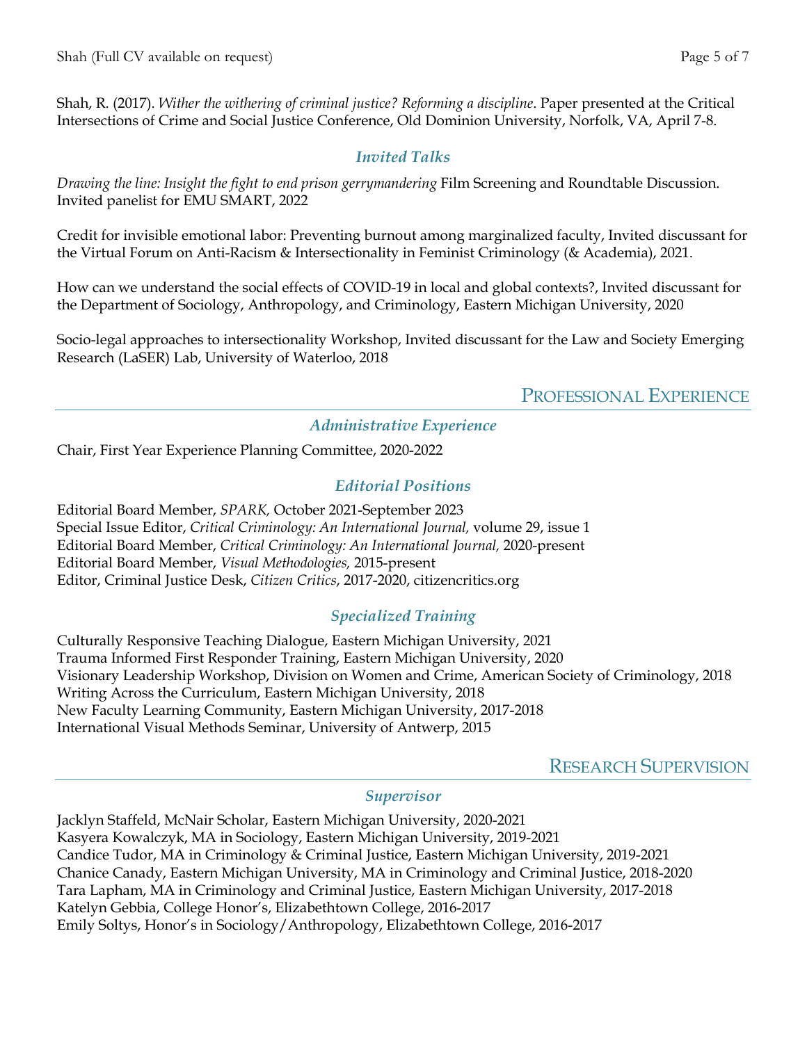Shah, R. (2017). *Wither the withering of criminal justice? Reforming a discipline*. Paper presented at the Critical Intersections of Crime and Social Justice Conference, Old Dominion University, Norfolk, VA, April 7-8.

### *Invited Talks*

*Drawing the line: Insight the fight to end prison gerrymandering* Film Screening and Roundtable Discussion. Invited panelist for EMU SMART, 2022

Credit for invisible emotional labor: Preventing burnout among marginalized faculty, Invited discussant for the Virtual Forum on Anti-Racism & Intersectionality in Feminist Criminology (& Academia), 2021.

How can we understand the social effects of COVID-19 in local and global contexts?, Invited discussant for the Department of Sociology, Anthropology, and Criminology, Eastern Michigan University, 2020

Socio-legal approaches to intersectionality Workshop, Invited discussant for the Law and Society Emerging Research (LaSER) Lab, University of Waterloo, 2018

## PROFESSIONAL EXPERIENCE

### *Administrative Experience*

Chair, First Year Experience Planning Committee, 2020-2022

### *Editorial Positions*

Editorial Board Member, *SPARK,* October 2021-September 2023
Special Issue Editor, *Critical Criminology: An International Journal,* volume 29, issue 1
Editorial Board Member, *Critical Criminology: An International Journal,* 2020-present
Editorial Board Member, *Visual Methodologies,* 2015-present
Editor, Criminal Justice Desk, *Citizen Critics*, 2017-2020, citizencritics.org

### *Specialized Training*

Culturally Responsive Teaching Dialogue, Eastern Michigan University, 2021
Trauma Informed First Responder Training, Eastern Michigan University, 2020
Visionary Leadership Workshop, Division on Women and Crime, American Society of Criminology, 2018
Writing Across the Curriculum, Eastern Michigan University, 2018
New Faculty Learning Community, Eastern Michigan University, 2017-2018
International Visual Methods Seminar, University of Antwerp, 2015

## RESEARCH SUPERVISION

### *Supervisor*

Jacklyn Staffeld, McNair Scholar, Eastern Michigan University, 2020-2021
Kasyera Kowalczyk, MA in Sociology, Eastern Michigan University, 2019-2021
Candice Tudor, MA in Criminology & Criminal Justice, Eastern Michigan University, 2019-2021
Chanice Canady, Eastern Michigan University, MA in Criminology and Criminal Justice, 2018-2020
Tara Lapham, MA in Criminology and Criminal Justice, Eastern Michigan University, 2017-2018
Katelyn Gebbia, College Honor's, Elizabethtown College, 2016-2017
Emily Soltys, Honor's in Sociology/Anthropology, Elizabethtown College, 2016-2017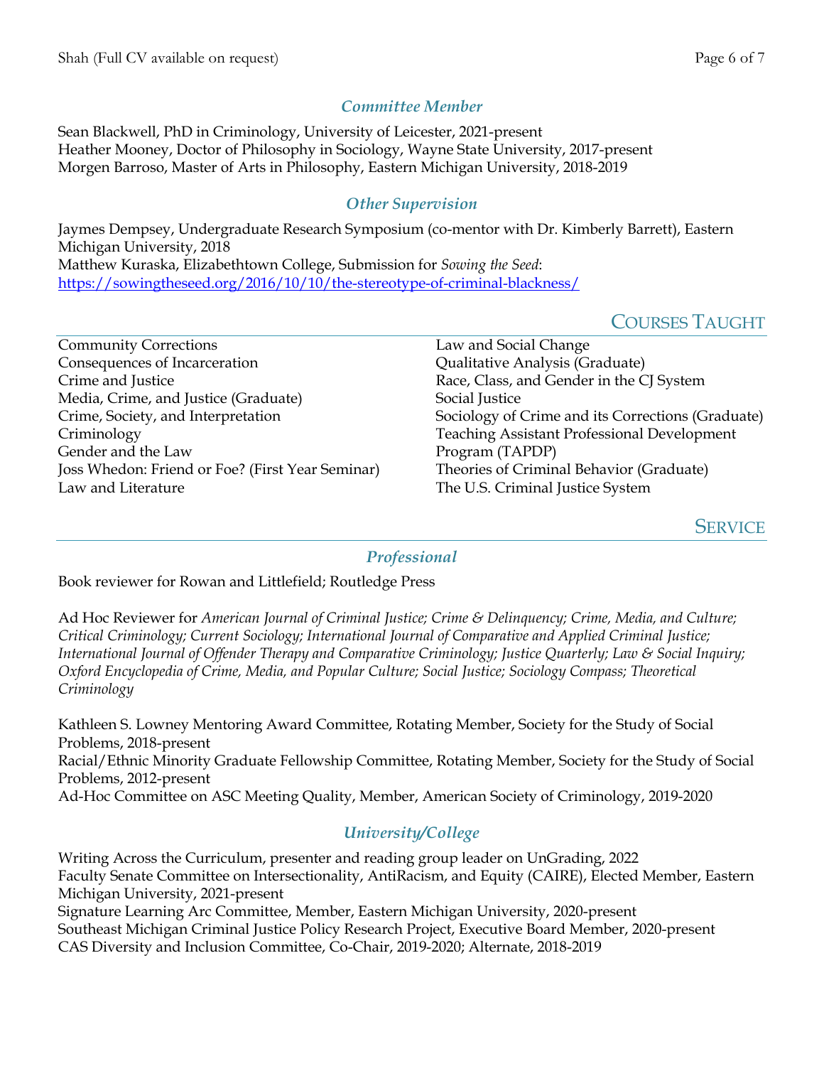### *Committee Member*

Sean Blackwell, PhD in Criminology, University of Leicester, 2021-present
Heather Mooney, Doctor of Philosophy in Sociology, Wayne State University, 2017-present
Morgen Barroso, Master of Arts in Philosophy, Eastern Michigan University, 2018-2019

### *Other Supervision*

Jaymes Dempsey, Undergraduate Research Symposium (co-mentor with Dr. Kimberly Barrett), Eastern Michigan University, 2018
Matthew Kuraska, Elizabethtown College, Submission for *Sowing the Seed*: https://sowingtheseed.org/2016/10/10/the-stereotype-of-criminal-blackness/

## COURSES TAUGHT

Community Corrections
Consequences of Incarceration
Crime and Justice
Media, Crime, and Justice (Graduate)
Crime, Society, and Interpretation
Criminology
Gender and the Law
Joss Whedon: Friend or Foe? (First Year Seminar)
Law and Literature
Law and Social Change
Qualitative Analysis (Graduate)
Race, Class, and Gender in the CJ System
Social Justice
Sociology of Crime and its Corrections (Graduate)
Teaching Assistant Professional Development Program (TAPDP)
Theories of Criminal Behavior (Graduate)
The U.S. Criminal Justice System

## SERVICE

### *Professional*

Book reviewer for Rowan and Littlefield; Routledge Press

Ad Hoc Reviewer for *American Journal of Criminal Justice; Crime & Delinquency; Crime, Media, and Culture; Critical Criminology; Current Sociology; International Journal of Comparative and Applied Criminal Justice; International Journal of Offender Therapy and Comparative Criminology; Justice Quarterly; Law & Social Inquiry; Oxford Encyclopedia of Crime, Media, and Popular Culture; Social Justice; Sociology Compass; Theoretical Criminology*

Kathleen S. Lowney Mentoring Award Committee, Rotating Member, Society for the Study of Social Problems, 2018-present
Racial/Ethnic Minority Graduate Fellowship Committee, Rotating Member, Society for the Study of Social Problems, 2012-present
Ad-Hoc Committee on ASC Meeting Quality, Member, American Society of Criminology, 2019-2020

### *University/College*

Writing Across the Curriculum, presenter and reading group leader on UnGrading, 2022
Faculty Senate Committee on Intersectionality, AntiRacism, and Equity (CAIRE), Elected Member, Eastern Michigan University, 2021-present
Signature Learning Arc Committee, Member, Eastern Michigan University, 2020-present
Southeast Michigan Criminal Justice Policy Research Project, Executive Board Member, 2020-present
CAS Diversity and Inclusion Committee, Co-Chair, 2019-2020; Alternate, 2018-2019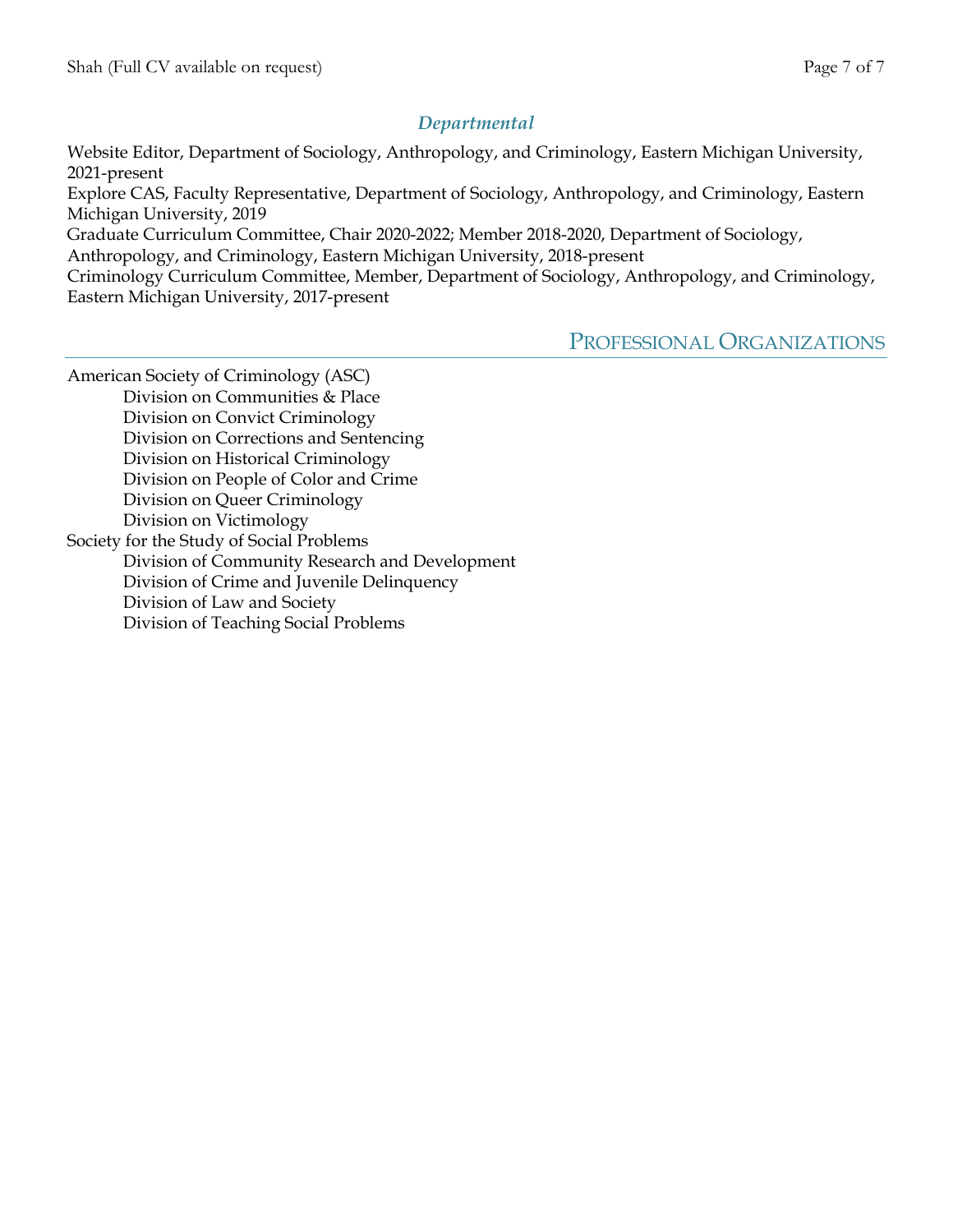### *Departmental*

Website Editor, Department of Sociology, Anthropology, and Criminology, Eastern Michigan University, 2021-present

Explore CAS, Faculty Representative, Department of Sociology, Anthropology, and Criminology, Eastern Michigan University, 2019

Graduate Curriculum Committee, Chair 2020-2022; Member 2018-2020, Department of Sociology, Anthropology, and Criminology, Eastern Michigan University, 2018-present

Criminology Curriculum Committee, Member, Department of Sociology, Anthropology, and Criminology, Eastern Michigan University, 2017-present

## Professional Organizations

American Society of Criminology (ASC)
- Division on Communities & Place
- Division on Convict Criminology
- Division on Corrections and Sentencing
- Division on Historical Criminology
- Division on People of Color and Crime
- Division on Queer Criminology
- Division on Victimology

Society for the Study of Social Problems
- Division of Community Research and Development
- Division of Crime and Juvenile Delinquency
- Division of Law and Society
- Division of Teaching Social Problems